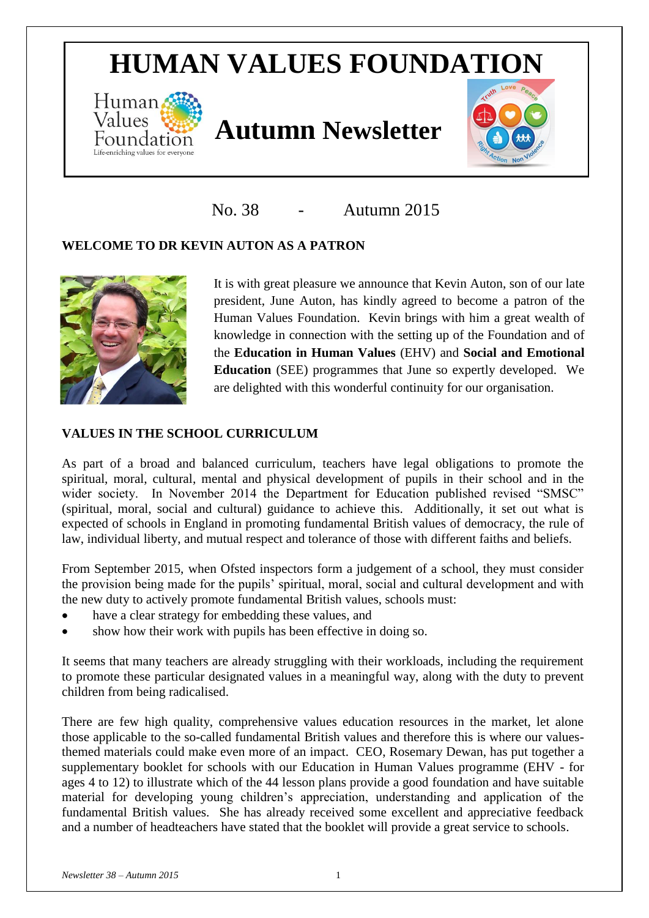# HUMAN VALUES FOUNDATION

Human Values Foundation
Life-enriching values for everyone

## Autumn Newsletter

No. 38 - Autumn 2015

### WELCOME TO DR KEVIN AUTON AS A PATRON

It is with great pleasure we announce that Kevin Auton, son of our late president, June Auton, has kindly agreed to become a patron of the Human Values Foundation. Kevin brings with him a great wealth of knowledge in connection with the setting up of the Foundation and of the **Education in Human Values** (EHV) and **Social and Emotional Education** (SEE) programmes that June so expertly developed. We are delighted with this wonderful continuity for our organisation.

### VALUES IN THE SCHOOL CURRICULUM

As part of a broad and balanced curriculum, teachers have legal obligations to promote the spiritual, moral, cultural, mental and physical development of pupils in their school and in the wider society. In November 2014 the Department for Education published revised "SMSC" (spiritual, moral, social and cultural) guidance to achieve this. Additionally, it set out what is expected of schools in England in promoting fundamental British values of democracy, the rule of law, individual liberty, and mutual respect and tolerance of those with different faiths and beliefs.

From September 2015, when Ofsted inspectors form a judgement of a school, they must consider the provision being made for the pupils' spiritual, moral, social and cultural development and with the new duty to actively promote fundamental British values, schools must:

- have a clear strategy for embedding these values, and
- show how their work with pupils has been effective in doing so.

It seems that many teachers are already struggling with their workloads, including the requirement to promote these particular designated values in a meaningful way, along with the duty to prevent children from being radicalised.

There are few high quality, comprehensive values education resources in the market, let alone those applicable to the so-called fundamental British values and therefore this is where our values-themed materials could make even more of an impact. CEO, Rosemary Dewan, has put together a supplementary booklet for schools with our Education in Human Values programme (EHV - for ages 4 to 12) to illustrate which of the 44 lesson plans provide a good foundation and have suitable material for developing young children's appreciation, understanding and application of the fundamental British values. She has already received some excellent and appreciative feedback and a number of headteachers have stated that the booklet will provide a great service to schools.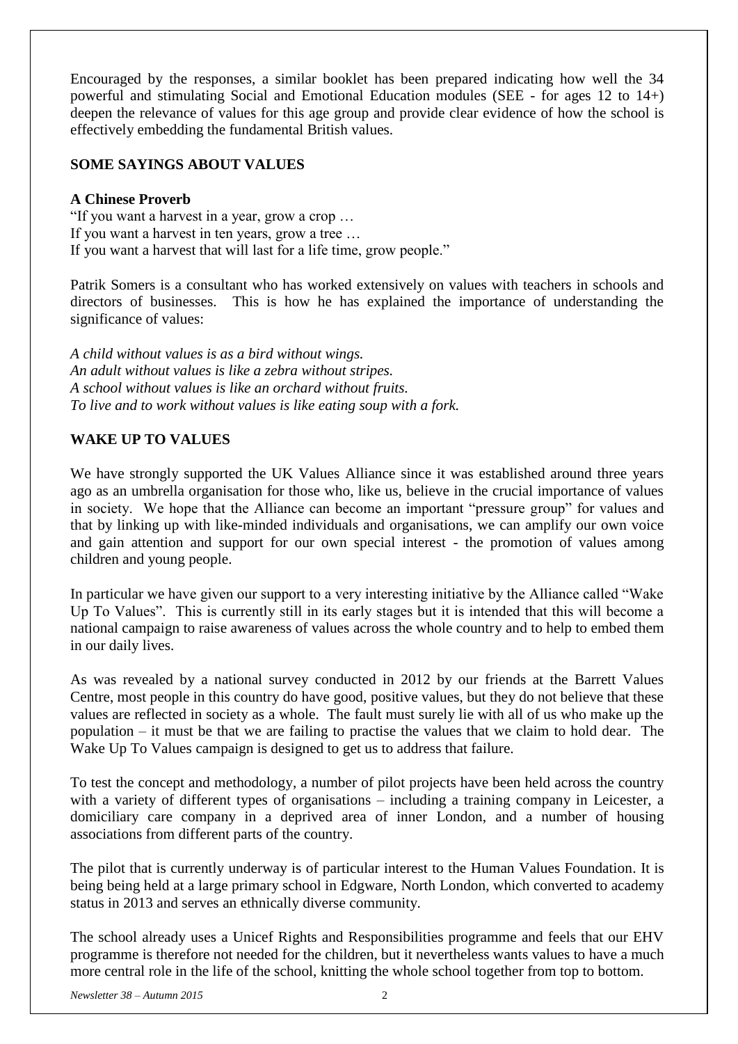Encouraged by the responses, a similar booklet has been prepared indicating how well the 34 powerful and stimulating Social and Emotional Education modules (SEE - for ages 12 to 14+) deepen the relevance of values for this age group and provide clear evidence of how the school is effectively embedding the fundamental British values.

## SOME SAYINGS ABOUT VALUES

**A Chinese Proverb**

"If you want a harvest in a year, grow a crop …
If you want a harvest in ten years, grow a tree …
If you want a harvest that will last for a life time, grow people."

Patrik Somers is a consultant who has worked extensively on values with teachers in schools and directors of businesses. This is how he has explained the importance of understanding the significance of values:

*A child without values is as a bird without wings.*
*An adult without values is like a zebra without stripes.*
*A school without values is like an orchard without fruits.*
*To live and to work without values is like eating soup with a fork.*

## WAKE UP TO VALUES

We have strongly supported the UK Values Alliance since it was established around three years ago as an umbrella organisation for those who, like us, believe in the crucial importance of values in society. We hope that the Alliance can become an important "pressure group" for values and that by linking up with like-minded individuals and organisations, we can amplify our own voice and gain attention and support for our own special interest - the promotion of values among children and young people.

In particular we have given our support to a very interesting initiative by the Alliance called "Wake Up To Values". This is currently still in its early stages but it is intended that this will become a national campaign to raise awareness of values across the whole country and to help to embed them in our daily lives.

As was revealed by a national survey conducted in 2012 by our friends at the Barrett Values Centre, most people in this country do have good, positive values, but they do not believe that these values are reflected in society as a whole. The fault must surely lie with all of us who make up the population – it must be that we are failing to practise the values that we claim to hold dear. The Wake Up To Values campaign is designed to get us to address that failure.

To test the concept and methodology, a number of pilot projects have been held across the country with a variety of different types of organisations – including a training company in Leicester, a domiciliary care company in a deprived area of inner London, and a number of housing associations from different parts of the country.

The pilot that is currently underway is of particular interest to the Human Values Foundation. It is being being held at a large primary school in Edgware, North London, which converted to academy status in 2013 and serves an ethnically diverse community.

The school already uses a Unicef Rights and Responsibilities programme and feels that our EHV programme is therefore not needed for the children, but it nevertheless wants values to have a much more central role in the life of the school, knitting the whole school together from top to bottom.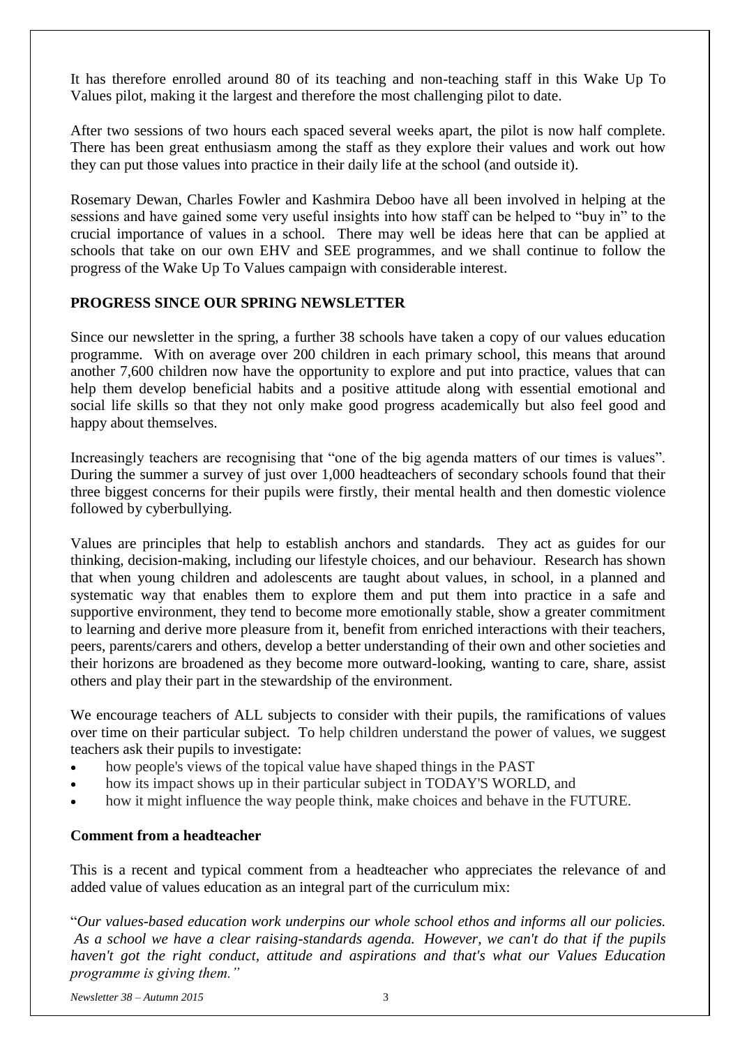It has therefore enrolled around 80 of its teaching and non-teaching staff in this Wake Up To Values pilot, making it the largest and therefore the most challenging pilot to date.

After two sessions of two hours each spaced several weeks apart, the pilot is now half complete. There has been great enthusiasm among the staff as they explore their values and work out how they can put those values into practice in their daily life at the school (and outside it).

Rosemary Dewan, Charles Fowler and Kashmira Deboo have all been involved in helping at the sessions and have gained some very useful insights into how staff can be helped to "buy in" to the crucial importance of values in a school. There may well be ideas here that can be applied at schools that take on our own EHV and SEE programmes, and we shall continue to follow the progress of the Wake Up To Values campaign with considerable interest.

**PROGRESS SINCE OUR SPRING NEWSLETTER**

Since our newsletter in the spring, a further 38 schools have taken a copy of our values education programme. With on average over 200 children in each primary school, this means that around another 7,600 children now have the opportunity to explore and put into practice, values that can help them develop beneficial habits and a positive attitude along with essential emotional and social life skills so that they not only make good progress academically but also feel good and happy about themselves.

Increasingly teachers are recognising that "one of the big agenda matters of our times is values". During the summer a survey of just over 1,000 headteachers of secondary schools found that their three biggest concerns for their pupils were firstly, their mental health and then domestic violence followed by cyberbullying.

Values are principles that help to establish anchors and standards. They act as guides for our thinking, decision-making, including our lifestyle choices, and our behaviour. Research has shown that when young children and adolescents are taught about values, in school, in a planned and systematic way that enables them to explore them and put them into practice in a safe and supportive environment, they tend to become more emotionally stable, show a greater commitment to learning and derive more pleasure from it, benefit from enriched interactions with their teachers, peers, parents/carers and others, develop a better understanding of their own and other societies and their horizons are broadened as they become more outward-looking, wanting to care, share, assist others and play their part in the stewardship of the environment.

We encourage teachers of ALL subjects to consider with their pupils, the ramifications of values over time on their particular subject. To help children understand the power of values, we suggest teachers ask their pupils to investigate:

- how people's views of the topical value have shaped things in the PAST
- how its impact shows up in their particular subject in TODAY'S WORLD, and
- how it might influence the way people think, make choices and behave in the FUTURE.

**Comment from a headteacher**

This is a recent and typical comment from a headteacher who appreciates the relevance of and added value of values education as an integral part of the curriculum mix:

"*Our values-based education work underpins our whole school ethos and informs all our policies. As a school we have a clear raising-standards agenda. However, we can't do that if the pupils haven't got the right conduct, attitude and aspirations and that's what our Values Education programme is giving them.*"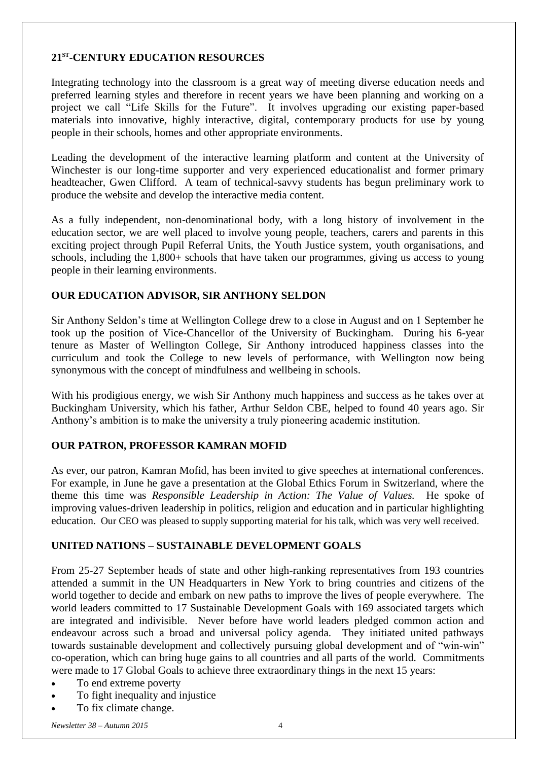## 21[ST]-CENTURY EDUCATION RESOURCES

Integrating technology into the classroom is a great way of meeting diverse education needs and preferred learning styles and therefore in recent years we have been planning and working on a project we call "Life Skills for the Future". It involves upgrading our existing paper-based materials into innovative, highly interactive, digital, contemporary products for use by young people in their schools, homes and other appropriate environments.

Leading the development of the interactive learning platform and content at the University of Winchester is our long-time supporter and very experienced educationalist and former primary headteacher, Gwen Clifford. A team of technical-savvy students has begun preliminary work to produce the website and develop the interactive media content.

As a fully independent, non-denominational body, with a long history of involvement in the education sector, we are well placed to involve young people, teachers, carers and parents in this exciting project through Pupil Referral Units, the Youth Justice system, youth organisations, and schools, including the 1,800+ schools that have taken our programmes, giving us access to young people in their learning environments.

## OUR EDUCATION ADVISOR, SIR ANTHONY SELDON

Sir Anthony Seldon's time at Wellington College drew to a close in August and on 1 September he took up the position of Vice-Chancellor of the University of Buckingham. During his 6-year tenure as Master of Wellington College, Sir Anthony introduced happiness classes into the curriculum and took the College to new levels of performance, with Wellington now being synonymous with the concept of mindfulness and wellbeing in schools.

With his prodigious energy, we wish Sir Anthony much happiness and success as he takes over at Buckingham University, which his father, Arthur Seldon CBE, helped to found 40 years ago. Sir Anthony's ambition is to make the university a truly pioneering academic institution.

## OUR PATRON, PROFESSOR KAMRAN MOFID

As ever, our patron, Kamran Mofid, has been invited to give speeches at international conferences. For example, in June he gave a presentation at the Global Ethics Forum in Switzerland, where the theme this time was *Responsible Leadership in Action: The Value of Values.* He spoke of improving values-driven leadership in politics, religion and education and in particular highlighting education. Our CEO was pleased to supply supporting material for his talk, which was very well received.

## UNITED NATIONS – SUSTAINABLE DEVELOPMENT GOALS

From 25-27 September heads of state and other high-ranking representatives from 193 countries attended a summit in the UN Headquarters in New York to bring countries and citizens of the world together to decide and embark on new paths to improve the lives of people everywhere. The world leaders committed to 17 Sustainable Development Goals with 169 associated targets which are integrated and indivisible. Never before have world leaders pledged common action and endeavour across such a broad and universal policy agenda. They initiated united pathways towards sustainable development and collectively pursuing global development and of "win-win" co-operation, which can bring huge gains to all countries and all parts of the world. Commitments were made to 17 Global Goals to achieve three extraordinary things in the next 15 years:

- To end extreme poverty
- To fight inequality and injustice
- To fix climate change.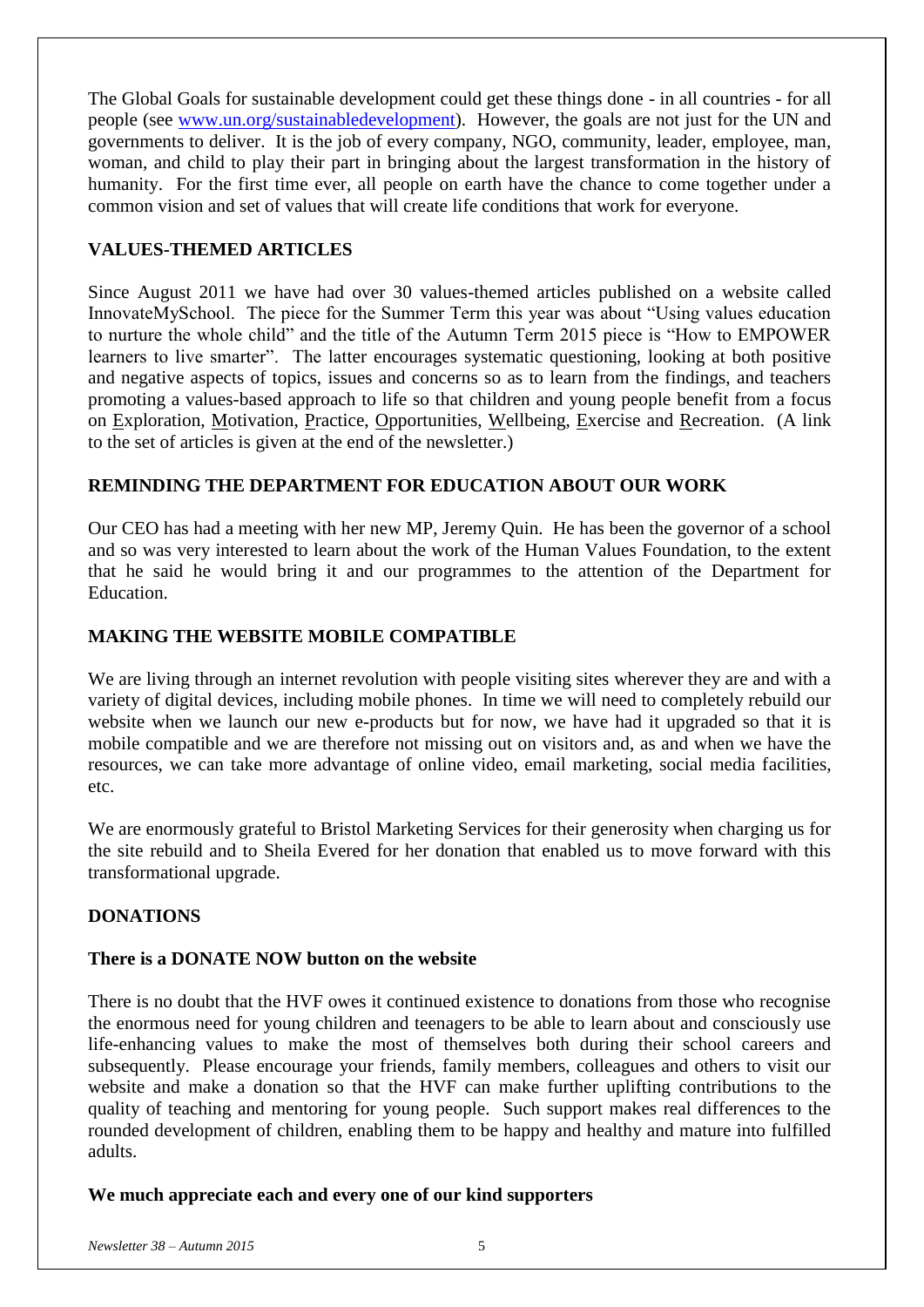The Global Goals for sustainable development could get these things done - in all countries - for all people (see [www.un.org/sustainabledevelopment](http://www.un.org/sustainabledevelopment)). However, the goals are not just for the UN and governments to deliver. It is the job of every company, NGO, community, leader, employee, man, woman, and child to play their part in bringing about the largest transformation in the history of humanity. For the first time ever, all people on earth have the chance to come together under a common vision and set of values that will create life conditions that work for everyone.

## VALUES-THEMED ARTICLES

Since August 2011 we have had over 30 values-themed articles published on a website called InnovateMySchool. The piece for the Summer Term this year was about "Using values education to nurture the whole child" and the title of the Autumn Term 2015 piece is "How to EMPOWER learners to live smarter". The latter encourages systematic questioning, looking at both positive and negative aspects of topics, issues and concerns so as to learn from the findings, and teachers promoting a values-based approach to life so that children and young people benefit from a focus on <u>E</u>xploration, <u>M</u>otivation, <u>P</u>ractice, <u>O</u>pportunities, <u>W</u>ellbeing, <u>E</u>xercise and <u>R</u>ecreation. (A link to the set of articles is given at the end of the newsletter.)

## REMINDING THE DEPARTMENT FOR EDUCATION ABOUT OUR WORK

Our CEO has had a meeting with her new MP, Jeremy Quin. He has been the governor of a school and so was very interested to learn about the work of the Human Values Foundation, to the extent that he said he would bring it and our programmes to the attention of the Department for Education.

## MAKING THE WEBSITE MOBILE COMPATIBLE

We are living through an internet revolution with people visiting sites wherever they are and with a variety of digital devices, including mobile phones. In time we will need to completely rebuild our website when we launch our new e-products but for now, we have had it upgraded so that it is mobile compatible and we are therefore not missing out on visitors and, as and when we have the resources, we can take more advantage of online video, email marketing, social media facilities, etc.

We are enormously grateful to Bristol Marketing Services for their generosity when charging us for the site rebuild and to Sheila Evered for her donation that enabled us to move forward with this transformational upgrade.

## DONATIONS

### There is a DONATE NOW button on the website

There is no doubt that the HVF owes it continued existence to donations from those who recognise the enormous need for young children and teenagers to be able to learn about and consciously use life-enhancing values to make the most of themselves both during their school careers and subsequently. Please encourage your friends, family members, colleagues and others to visit our website and make a donation so that the HVF can make further uplifting contributions to the quality of teaching and mentoring for young people. Such support makes real differences to the rounded development of children, enabling them to be happy and healthy and mature into fulfilled adults.

### We much appreciate each and every one of our kind supporters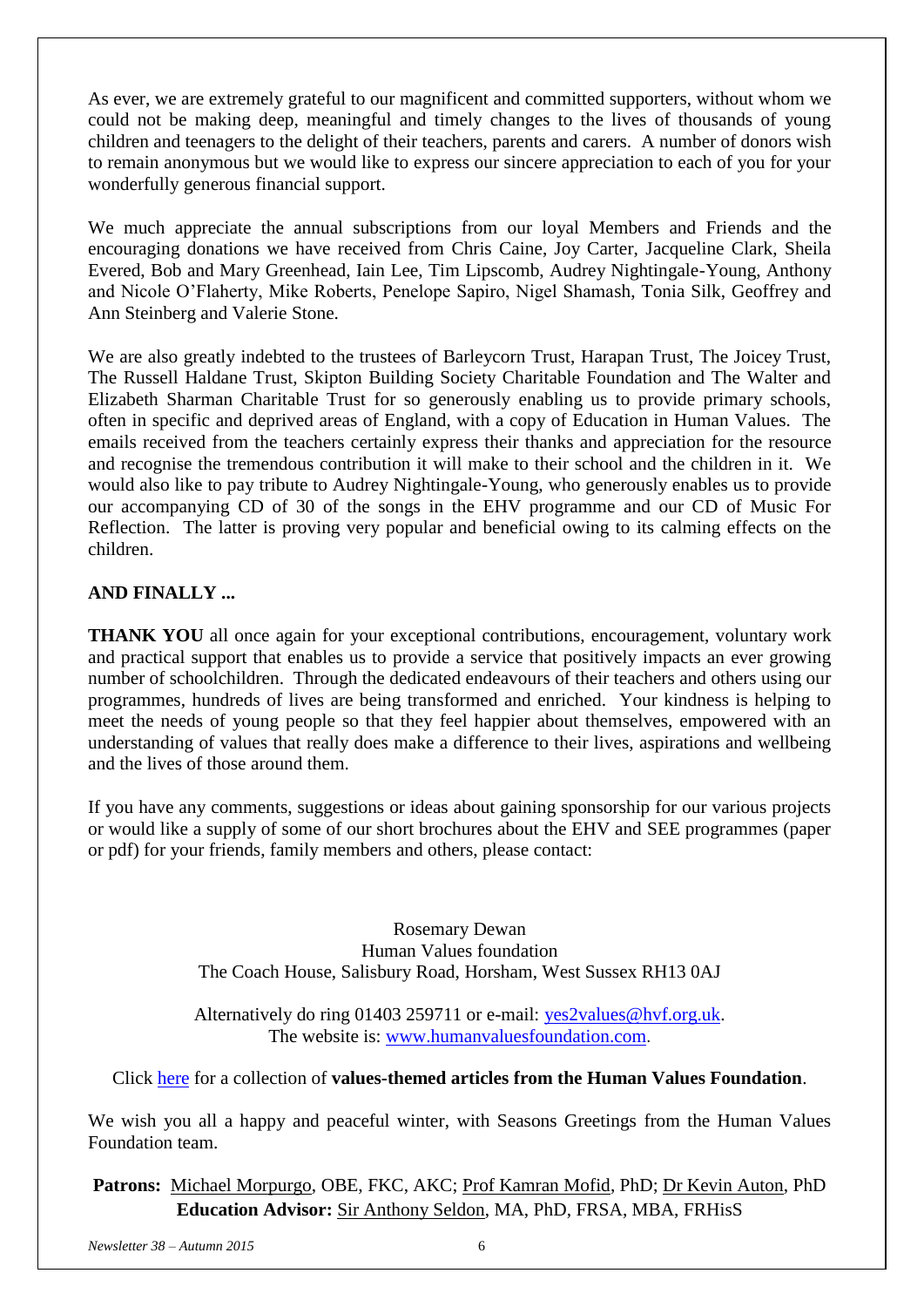As ever, we are extremely grateful to our magnificent and committed supporters, without whom we could not be making deep, meaningful and timely changes to the lives of thousands of young children and teenagers to the delight of their teachers, parents and carers. A number of donors wish to remain anonymous but we would like to express our sincere appreciation to each of you for your wonderfully generous financial support.

We much appreciate the annual subscriptions from our loyal Members and Friends and the encouraging donations we have received from Chris Caine, Joy Carter, Jacqueline Clark, Sheila Evered, Bob and Mary Greenhead, Iain Lee, Tim Lipscomb, Audrey Nightingale-Young, Anthony and Nicole O'Flaherty, Mike Roberts, Penelope Sapiro, Nigel Shamash, Tonia Silk, Geoffrey and Ann Steinberg and Valerie Stone.

We are also greatly indebted to the trustees of Barleycorn Trust, Harapan Trust, The Joicey Trust, The Russell Haldane Trust, Skipton Building Society Charitable Foundation and The Walter and Elizabeth Sharman Charitable Trust for so generously enabling us to provide primary schools, often in specific and deprived areas of England, with a copy of Education in Human Values. The emails received from the teachers certainly express their thanks and appreciation for the resource and recognise the tremendous contribution it will make to their school and the children in it. We would also like to pay tribute to Audrey Nightingale-Young, who generously enables us to provide our accompanying CD of 30 of the songs in the EHV programme and our CD of Music For Reflection. The latter is proving very popular and beneficial owing to its calming effects on the children.

**AND FINALLY ...**

**THANK YOU** all once again for your exceptional contributions, encouragement, voluntary work and practical support that enables us to provide a service that positively impacts an ever growing number of schoolchildren. Through the dedicated endeavours of their teachers and others using our programmes, hundreds of lives are being transformed and enriched. Your kindness is helping to meet the needs of young people so that they feel happier about themselves, empowered with an understanding of values that really does make a difference to their lives, aspirations and wellbeing and the lives of those around them.

If you have any comments, suggestions or ideas about gaining sponsorship for our various projects or would like a supply of some of our short brochures about the EHV and SEE programmes (paper or pdf) for your friends, family members and others, please contact:

Rosemary Dewan
Human Values foundation
The Coach House, Salisbury Road, Horsham, West Sussex RH13 0AJ

Alternatively do ring 01403 259711 or e-mail: yes2values@hvf.org.uk.
The website is: www.humanvaluesfoundation.com.

Click here for a collection of **values-themed articles from the Human Values Foundation**.

We wish you all a happy and peaceful winter, with Seasons Greetings from the Human Values Foundation team.

**Patrons:** Michael Morpurgo, OBE, FKC, AKC; Prof Kamran Mofid, PhD; Dr Kevin Auton, PhD
**Education Advisor:** Sir Anthony Seldon, MA, PhD, FRSA, MBA, FRHisS